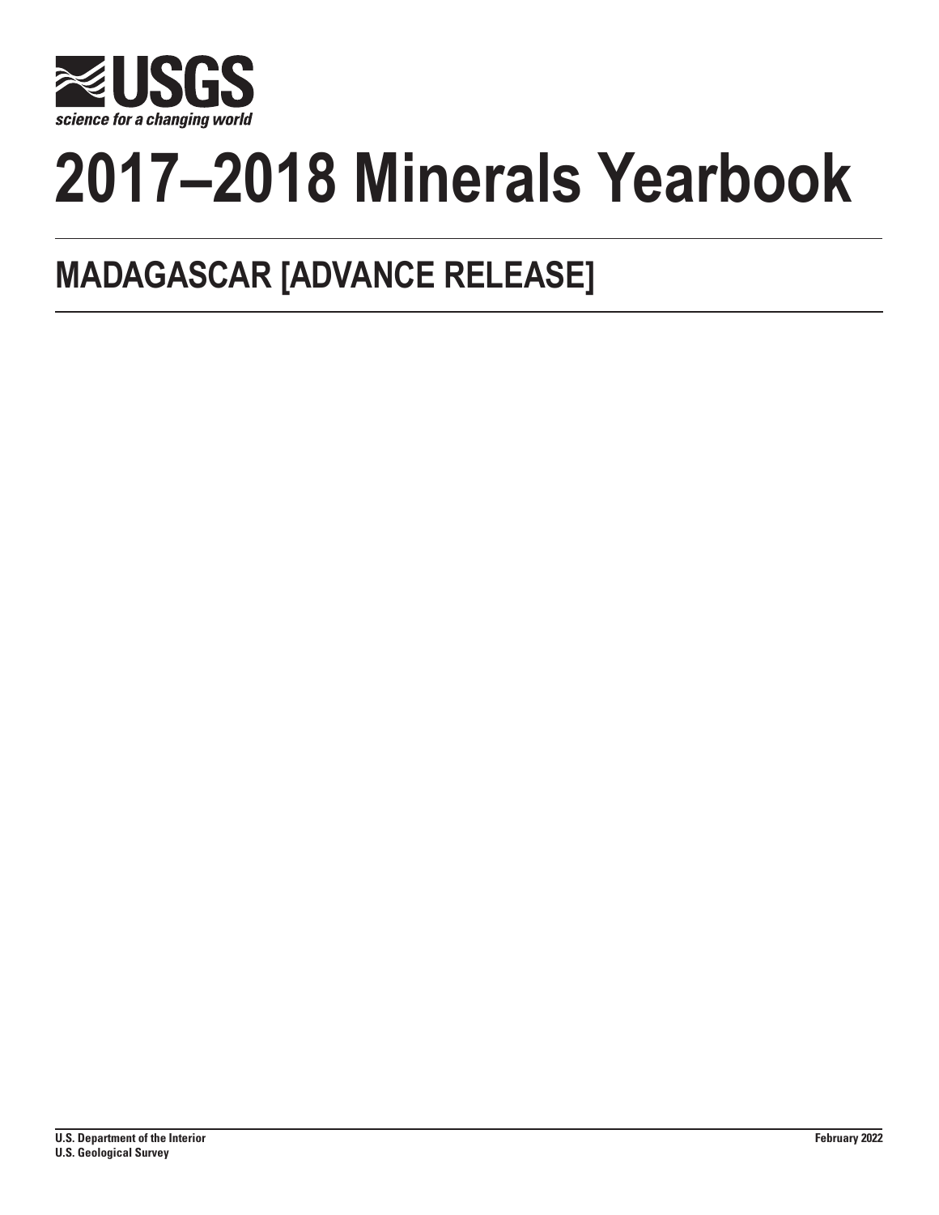USGS

science for a changing world

# 2017–2018 Minerals Yearbook

## MADAGASCAR [ADVANCE RELEASE]

**U.S. Department of the Interior**
**U.S. Geological Survey**

**February 2022**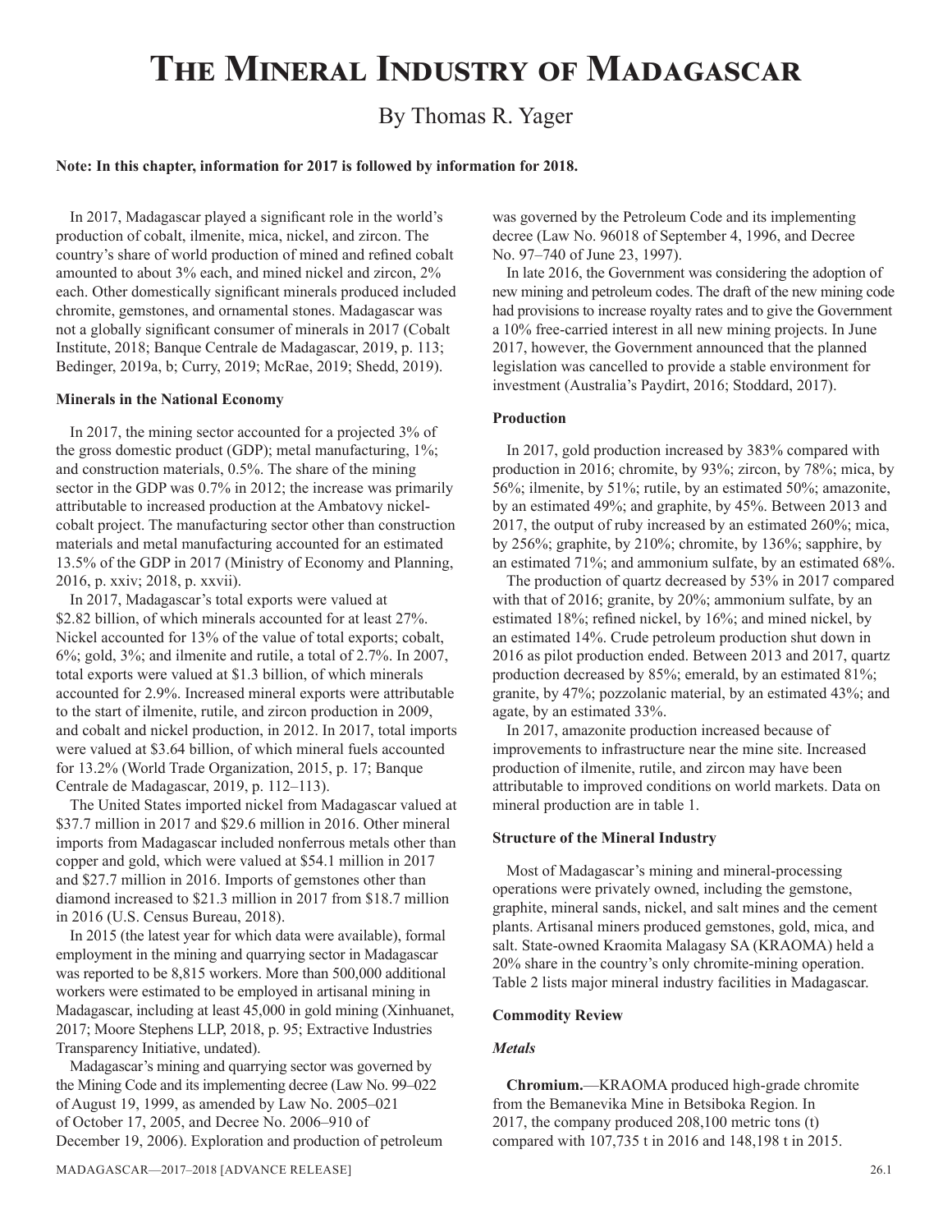# The Mineral Industry of Madagascar

By Thomas R. Yager

**Note: In this chapter, information for 2017 is followed by information for 2018.**

In 2017, Madagascar played a significant role in the world's production of cobalt, ilmenite, mica, nickel, and zircon. The country's share of world production of mined and refined cobalt amounted to about 3% each, and mined nickel and zircon, 2% each. Other domestically significant minerals produced included chromite, gemstones, and ornamental stones. Madagascar was not a globally significant consumer of minerals in 2017 (Cobalt Institute, 2018; Banque Centrale de Madagascar, 2019, p. 113; Bedinger, 2019a, b; Curry, 2019; McRae, 2019; Shedd, 2019).

### Minerals in the National Economy

In 2017, the mining sector accounted for a projected 3% of the gross domestic product (GDP); metal manufacturing, 1%; and construction materials, 0.5%. The share of the mining sector in the GDP was 0.7% in 2012; the increase was primarily attributable to increased production at the Ambatovy nickel-cobalt project. The manufacturing sector other than construction materials and metal manufacturing accounted for an estimated 13.5% of the GDP in 2017 (Ministry of Economy and Planning, 2016, p. xxiv; 2018, p. xxvii).

In 2017, Madagascar's total exports were valued at \$2.82 billion, of which minerals accounted for at least 27%. Nickel accounted for 13% of the value of total exports; cobalt, 6%; gold, 3%; and ilmenite and rutile, a total of 2.7%. In 2007, total exports were valued at \$1.3 billion, of which minerals accounted for 2.9%. Increased mineral exports were attributable to the start of ilmenite, rutile, and zircon production in 2009, and cobalt and nickel production, in 2012. In 2017, total imports were valued at \$3.64 billion, of which mineral fuels accounted for 13.2% (World Trade Organization, 2015, p. 17; Banque Centrale de Madagascar, 2019, p. 112–113).

The United States imported nickel from Madagascar valued at \$37.7 million in 2017 and \$29.6 million in 2016. Other mineral imports from Madagascar included nonferrous metals other than copper and gold, which were valued at \$54.1 million in 2017 and \$27.7 million in 2016. Imports of gemstones other than diamond increased to \$21.3 million in 2017 from \$18.7 million in 2016 (U.S. Census Bureau, 2018).

In 2015 (the latest year for which data were available), formal employment in the mining and quarrying sector in Madagascar was reported to be 8,815 workers. More than 500,000 additional workers were estimated to be employed in artisanal mining in Madagascar, including at least 45,000 in gold mining (Xinhuanet, 2017; Moore Stephens LLP, 2018, p. 95; Extractive Industries Transparency Initiative, undated).

Madagascar's mining and quarrying sector was governed by the Mining Code and its implementing decree (Law No. 99–022 of August 19, 1999, as amended by Law No. 2005–021 of October 17, 2005, and Decree No. 2006–910 of December 19, 2006). Exploration and production of petroleum was governed by the Petroleum Code and its implementing decree (Law No. 96018 of September 4, 1996, and Decree No. 97–740 of June 23, 1997).

In late 2016, the Government was considering the adoption of new mining and petroleum codes. The draft of the new mining code had provisions to increase royalty rates and to give the Government a 10% free-carried interest in all new mining projects. In June 2017, however, the Government announced that the planned legislation was cancelled to provide a stable environment for investment (Australia's Paydirt, 2016; Stoddard, 2017).

### Production

In 2017, gold production increased by 383% compared with production in 2016; chromite, by 93%; zircon, by 78%; mica, by 56%; ilmenite, by 51%; rutile, by an estimated 50%; amazonite, by an estimated 49%; and graphite, by 45%. Between 2013 and 2017, the output of ruby increased by an estimated 260%; mica, by 256%; graphite, by 210%; chromite, by 136%; sapphire, by an estimated 71%; and ammonium sulfate, by an estimated 68%.

The production of quartz decreased by 53% in 2017 compared with that of 2016; granite, by 20%; ammonium sulfate, by an estimated 18%; refined nickel, by 16%; and mined nickel, by an estimated 14%. Crude petroleum production shut down in 2016 as pilot production ended. Between 2013 and 2017, quartz production decreased by 85%; emerald, by an estimated 81%; granite, by 47%; pozzolanic material, by an estimated 43%; and agate, by an estimated 33%.

In 2017, amazonite production increased because of improvements to infrastructure near the mine site. Increased production of ilmenite, rutile, and zircon may have been attributable to improved conditions on world markets. Data on mineral production are in table 1.

### Structure of the Mineral Industry

Most of Madagascar's mining and mineral-processing operations were privately owned, including the gemstone, graphite, mineral sands, nickel, and salt mines and the cement plants. Artisanal miners produced gemstones, gold, mica, and salt. State-owned Kraomita Malagasy SA (KRAOMA) held a 20% share in the country's only chromite-mining operation. Table 2 lists major mineral industry facilities in Madagascar.

### Commodity Review

#### *Metals*

**Chromium.**—KRAOMA produced high-grade chromite from the Bemanevika Mine in Betsiboka Region. In 2017, the company produced 208,100 metric tons (t) compared with 107,735 t in 2016 and 148,198 t in 2015.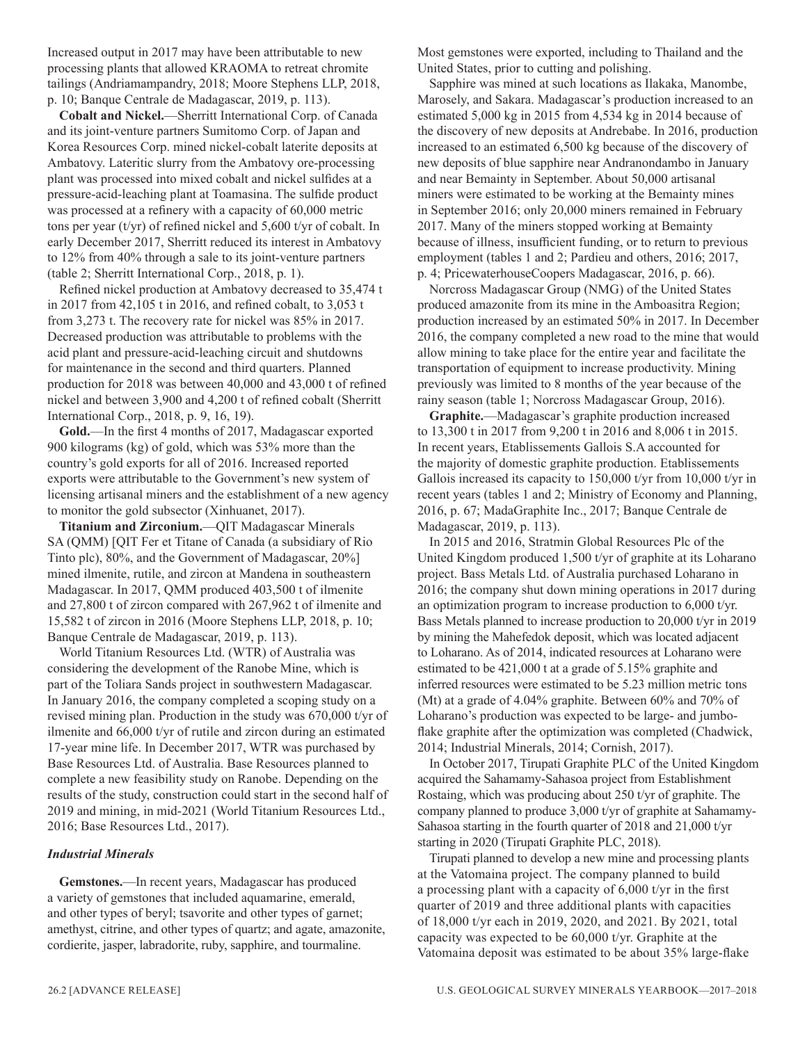Increased output in 2017 may have been attributable to new processing plants that allowed KRAOMA to retreat chromite tailings (Andriamampandry, 2018; Moore Stephens LLP, 2018, p. 10; Banque Centrale de Madagascar, 2019, p. 113).

**Cobalt and Nickel.**—Sherritt International Corp. of Canada and its joint-venture partners Sumitomo Corp. of Japan and Korea Resources Corp. mined nickel-cobalt laterite deposits at Ambatovy. Lateritic slurry from the Ambatovy ore-processing plant was processed into mixed cobalt and nickel sulfides at a pressure-acid-leaching plant at Toamasina. The sulfide product was processed at a refinery with a capacity of 60,000 metric tons per year (t/yr) of refined nickel and 5,600 t/yr of cobalt. In early December 2017, Sherritt reduced its interest in Ambatovy to 12% from 40% through a sale to its joint-venture partners (table 2; Sherritt International Corp., 2018, p. 1).

Refined nickel production at Ambatovy decreased to 35,474 t in 2017 from 42,105 t in 2016, and refined cobalt, to 3,053 t from 3,273 t. The recovery rate for nickel was 85% in 2017. Decreased production was attributable to problems with the acid plant and pressure-acid-leaching circuit and shutdowns for maintenance in the second and third quarters. Planned production for 2018 was between 40,000 and 43,000 t of refined nickel and between 3,900 and 4,200 t of refined cobalt (Sherritt International Corp., 2018, p. 9, 16, 19).

**Gold.**—In the first 4 months of 2017, Madagascar exported 900 kilograms (kg) of gold, which was 53% more than the country's gold exports for all of 2016. Increased reported exports were attributable to the Government's new system of licensing artisanal miners and the establishment of a new agency to monitor the gold subsector (Xinhuanet, 2017).

**Titanium and Zirconium.**—QIT Madagascar Minerals SA (QMM) [QIT Fer et Titane of Canada (a subsidiary of Rio Tinto plc), 80%, and the Government of Madagascar, 20%] mined ilmenite, rutile, and zircon at Mandena in southeastern Madagascar. In 2017, QMM produced 403,500 t of ilmenite and 27,800 t of zircon compared with 267,962 t of ilmenite and 15,582 t of zircon in 2016 (Moore Stephens LLP, 2018, p. 10; Banque Centrale de Madagascar, 2019, p. 113).

World Titanium Resources Ltd. (WTR) of Australia was considering the development of the Ranobe Mine, which is part of the Toliara Sands project in southwestern Madagascar. In January 2016, the company completed a scoping study on a revised mining plan. Production in the study was 670,000 t/yr of ilmenite and 66,000 t/yr of rutile and zircon during an estimated 17-year mine life. In December 2017, WTR was purchased by Base Resources Ltd. of Australia. Base Resources planned to complete a new feasibility study on Ranobe. Depending on the results of the study, construction could start in the second half of 2019 and mining, in mid-2021 (World Titanium Resources Ltd., 2016; Base Resources Ltd., 2017).

### *Industrial Minerals*

**Gemstones.**—In recent years, Madagascar has produced a variety of gemstones that included aquamarine, emerald, and other types of beryl; tsavorite and other types of garnet; amethyst, citrine, and other types of quartz; and agate, amazonite, cordierite, jasper, labradorite, ruby, sapphire, and tourmaline. Most gemstones were exported, including to Thailand and the United States, prior to cutting and polishing.

Sapphire was mined at such locations as Ilakaka, Manombe, Marosely, and Sakara. Madagascar's production increased to an estimated 5,000 kg in 2015 from 4,534 kg in 2014 because of the discovery of new deposits at Andrebabe. In 2016, production increased to an estimated 6,500 kg because of the discovery of new deposits of blue sapphire near Andranondambo in January and near Bemainty in September. About 50,000 artisanal miners were estimated to be working at the Bemainty mines in September 2016; only 20,000 miners remained in February 2017. Many of the miners stopped working at Bemainty because of illness, insufficient funding, or to return to previous employment (tables 1 and 2; Pardieu and others, 2016; 2017, p. 4; PricewaterhouseCoopers Madagascar, 2016, p. 66).

Norcross Madagascar Group (NMG) of the United States produced amazonite from its mine in the Amboasitra Region; production increased by an estimated 50% in 2017. In December 2016, the company completed a new road to the mine that would allow mining to take place for the entire year and facilitate the transportation of equipment to increase productivity. Mining previously was limited to 8 months of the year because of the rainy season (table 1; Norcross Madagascar Group, 2016).

**Graphite.**—Madagascar's graphite production increased to 13,300 t in 2017 from 9,200 t in 2016 and 8,006 t in 2015. In recent years, Etablissements Gallois S.A accounted for the majority of domestic graphite production. Etablissements Gallois increased its capacity to 150,000 t/yr from 10,000 t/yr in recent years (tables 1 and 2; Ministry of Economy and Planning, 2016, p. 67; MadaGraphite Inc., 2017; Banque Centrale de Madagascar, 2019, p. 113).

In 2015 and 2016, Stratmin Global Resources Plc of the United Kingdom produced 1,500 t/yr of graphite at its Loharano project. Bass Metals Ltd. of Australia purchased Loharano in 2016; the company shut down mining operations in 2017 during an optimization program to increase production to 6,000 t/yr. Bass Metals planned to increase production to 20,000 t/yr in 2019 by mining the Mahefedok deposit, which was located adjacent to Loharano. As of 2014, indicated resources at Loharano were estimated to be 421,000 t at a grade of 5.15% graphite and inferred resources were estimated to be 5.23 million metric tons (Mt) at a grade of 4.04% graphite. Between 60% and 70% of Loharano's production was expected to be large- and jumbo-flake graphite after the optimization was completed (Chadwick, 2014; Industrial Minerals, 2014; Cornish, 2017).

In October 2017, Tirupati Graphite PLC of the United Kingdom acquired the Sahamamy-Sahasoa project from Establishment Rostaing, which was producing about 250 t/yr of graphite. The company planned to produce 3,000 t/yr of graphite at Sahamamy-Sahasoa starting in the fourth quarter of 2018 and 21,000 t/yr starting in 2020 (Tirupati Graphite PLC, 2018).

Tirupati planned to develop a new mine and processing plants at the Vatomaina project. The company planned to build a processing plant with a capacity of 6,000 t/yr in the first quarter of 2019 and three additional plants with capacities of 18,000 t/yr each in 2019, 2020, and 2021. By 2021, total capacity was expected to be 60,000 t/yr. Graphite at the Vatomaina deposit was estimated to be about 35% large-flake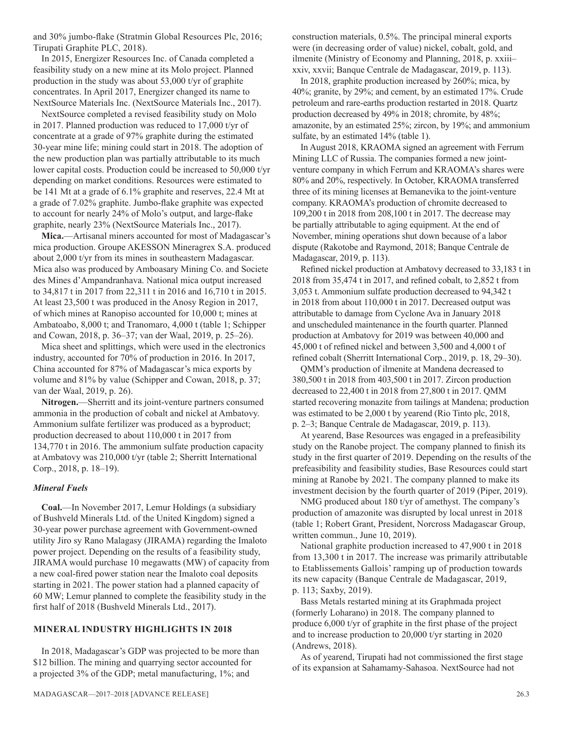and 30% jumbo-flake (Stratmin Global Resources Plc, 2016; Tirupati Graphite PLC, 2018).

In 2015, Energizer Resources Inc. of Canada completed a feasibility study on a new mine at its Molo project. Planned production in the study was about 53,000 t/yr of graphite concentrates. In April 2017, Energizer changed its name to NextSource Materials Inc. (NextSource Materials Inc., 2017).

NextSource completed a revised feasibility study on Molo in 2017. Planned production was reduced to 17,000 t/yr of concentrate at a grade of 97% graphite during the estimated 30-year mine life; mining could start in 2018. The adoption of the new production plan was partially attributable to its much lower capital costs. Production could be increased to 50,000 t/yr depending on market conditions. Resources were estimated to be 141 Mt at a grade of 6.1% graphite and reserves, 22.4 Mt at a grade of 7.02% graphite. Jumbo-flake graphite was expected to account for nearly 24% of Molo's output, and large-flake graphite, nearly 23% (NextSource Materials Inc., 2017).

**Mica.**—Artisanal miners accounted for most of Madagascar's mica production. Groupe AKESSON Mineragrex S.A. produced about 2,000 t/yr from its mines in southeastern Madagascar. Mica also was produced by Amboasary Mining Co. and Societe des Mines d'Ampandranhava. National mica output increased to 34,817 t in 2017 from 22,311 t in 2016 and 16,710 t in 2015. At least 23,500 t was produced in the Anosy Region in 2017, of which mines at Ranopiso accounted for 10,000 t; mines at Ambatoabo, 8,000 t; and Tranomaro, 4,000 t (table 1; Schipper and Cowan, 2018, p. 36–37; van der Waal, 2019, p. 25–26).

Mica sheet and splittings, which were used in the electronics industry, accounted for 70% of production in 2016. In 2017, China accounted for 87% of Madagascar's mica exports by volume and 81% by value (Schipper and Cowan, 2018, p. 37; van der Waal, 2019, p. 26).

**Nitrogen.**—Sherritt and its joint-venture partners consumed ammonia in the production of cobalt and nickel at Ambatovy. Ammonium sulfate fertilizer was produced as a byproduct; production decreased to about 110,000 t in 2017 from 134,770 t in 2016. The ammonium sulfate production capacity at Ambatovy was 210,000 t/yr (table 2; Sherritt International Corp., 2018, p. 18–19).

### *Mineral Fuels*

**Coal.**—In November 2017, Lemur Holdings (a subsidiary of Bushveld Minerals Ltd. of the United Kingdom) signed a 30-year power purchase agreement with Government-owned utility Jiro sy Rano Malagasy (JIRAMA) regarding the Imaloto power project. Depending on the results of a feasibility study, JIRAMA would purchase 10 megawatts (MW) of capacity from a new coal-fired power station near the Imaloto coal deposits starting in 2021. The power station had a planned capacity of 60 MW; Lemur planned to complete the feasibility study in the first half of 2018 (Bushveld Minerals Ltd., 2017).

## MINERAL INDUSTRY HIGHLIGHTS IN 2018

In 2018, Madagascar's GDP was projected to be more than $12 billion. The mining and quarrying sector accounted for a projected 3% of the GDP; metal manufacturing, 1%; and construction materials, 0.5%. The principal mineral exports were (in decreasing order of value) nickel, cobalt, gold, and ilmenite (Ministry of Economy and Planning, 2018, p. xxiii–xxiv, xxvii; Banque Centrale de Madagascar, 2019, p. 113).

In 2018, graphite production increased by 260%; mica, by 40%; granite, by 29%; and cement, by an estimated 17%. Crude petroleum and rare-earths production restarted in 2018. Quartz production decreased by 49% in 2018; chromite, by 48%; amazonite, by an estimated 25%; zircon, by 19%; and ammonium sulfate, by an estimated 14% (table 1).

In August 2018, KRAOMA signed an agreement with Ferrum Mining LLC of Russia. The companies formed a new joint-venture company in which Ferrum and KRAOMA's shares were 80% and 20%, respectively. In October, KRAOMA transferred three of its mining licenses at Bemanevika to the joint-venture company. KRAOMA's production of chromite decreased to 109,200 t in 2018 from 208,100 t in 2017. The decrease may be partially attributable to aging equipment. At the end of November, mining operations shut down because of a labor dispute (Rakotobe and Raymond, 2018; Banque Centrale de Madagascar, 2019, p. 113).

Refined nickel production at Ambatovy decreased to 33,183 t in 2018 from 35,474 t in 2017, and refined cobalt, to 2,852 t from 3,053 t. Ammonium sulfate production decreased to 94,342 t in 2018 from about 110,000 t in 2017. Decreased output was attributable to damage from Cyclone Ava in January 2018 and unscheduled maintenance in the fourth quarter. Planned production at Ambatovy for 2019 was between 40,000 and 45,000 t of refined nickel and between 3,500 and 4,000 t of refined cobalt (Sherritt International Corp., 2019, p. 18, 29–30).

QMM's production of ilmenite at Mandena decreased to 380,500 t in 2018 from 403,500 t in 2017. Zircon production decreased to 22,400 t in 2018 from 27,800 t in 2017. QMM started recovering monazite from tailings at Mandena; production was estimated to be 2,000 t by yearend (Rio Tinto plc, 2018, p. 2–3; Banque Centrale de Madagascar, 2019, p. 113).

At yearend, Base Resources was engaged in a prefeasibility study on the Ranobe project. The company planned to finish its study in the first quarter of 2019. Depending on the results of the prefeasibility and feasibility studies, Base Resources could start mining at Ranobe by 2021. The company planned to make its investment decision by the fourth quarter of 2019 (Piper, 2019).

NMG produced about 180 t/yr of amethyst. The company's production of amazonite was disrupted by local unrest in 2018 (table 1; Robert Grant, President, Norcross Madagascar Group, written commun., June 10, 2019).

National graphite production increased to 47,900 t in 2018 from 13,300 t in 2017. The increase was primarily attributable to Etablissements Gallois' ramping up of production towards its new capacity (Banque Centrale de Madagascar, 2019, p. 113; Saxby, 2019).

Bass Metals restarted mining at its Graphmada project (formerly Loharano) in 2018. The company planned to produce 6,000 t/yr of graphite in the first phase of the project and to increase production to 20,000 t/yr starting in 2020 (Andrews, 2018).

As of yearend, Tirupati had not commissioned the first stage of its expansion at Sahamamy-Sahasoa. NextSource had not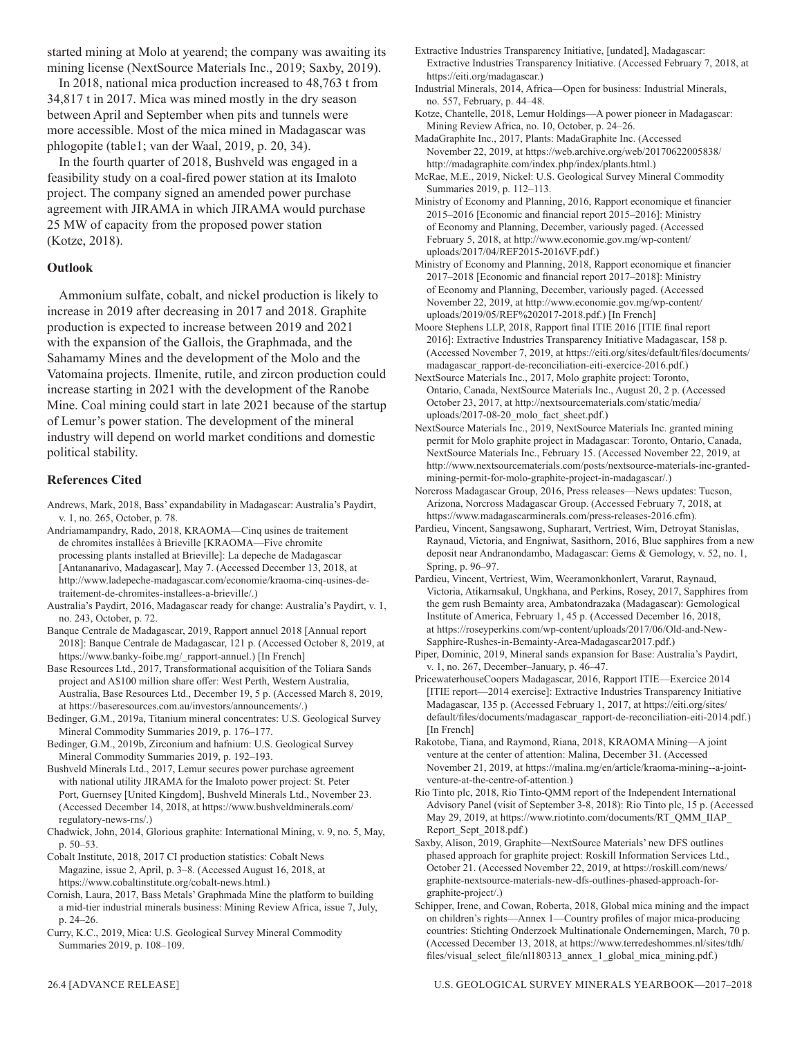started mining at Molo at yearend; the company was awaiting its mining license (NextSource Materials Inc., 2019; Saxby, 2019).

In 2018, national mica production increased to 48,763 t from 34,817 t in 2017. Mica was mined mostly in the dry season between April and September when pits and tunnels were more accessible. Most of the mica mined in Madagascar was phlogopite (table1; van der Waal, 2019, p. 20, 34).

In the fourth quarter of 2018, Bushveld was engaged in a feasibility study on a coal-fired power station at its Imaloto project. The company signed an amended power purchase agreement with JIRAMA in which JIRAMA would purchase 25 MW of capacity from the proposed power station (Kotze, 2018).

### Outlook

Ammonium sulfate, cobalt, and nickel production is likely to increase in 2019 after decreasing in 2017 and 2018. Graphite production is expected to increase between 2019 and 2021 with the expansion of the Gallois, the Graphmada, and the Sahamamy Mines and the development of the Molo and the Vatomaina projects. Ilmenite, rutile, and zircon production could increase starting in 2021 with the development of the Ranobe Mine. Coal mining could start in late 2021 because of the startup of Lemur's power station. The development of the mineral industry will depend on world market conditions and domestic political stability.

### References Cited

Andrews, Mark, 2018, Bass' expandability in Madagascar: Australia's Paydirt, v. 1, no. 265, October, p. 78.

Andriamampandry, Rado, 2018, KRAOMA—Cinq usines de traitement de chromites installées à Brieville [KRAOMA—Five chromite processing plants installed at Brieville]: La depeche de Madagascar [Antananarivo, Madagascar], May 7. (Accessed December 13, 2018, at http://www.ladepeche-madagascar.com/economie/kraoma-cinq-usines-de-traitement-de-chromites-installees-a-brieville/.)

Australia's Paydirt, 2016, Madagascar ready for change: Australia's Paydirt, v. 1, no. 243, October, p. 72.

Banque Centrale de Madagascar, 2019, Rapport annuel 2018 [Annual report 2018]: Banque Centrale de Madagascar, 121 p. (Accessed October 8, 2019, at https://www.banky-foibe.mg/_rapport-annuel.) [In French]

Base Resources Ltd., 2017, Transformational acquisition of the Toliara Sands project and A$100 million share offer: West Perth, Western Australia, Australia, Base Resources Ltd., December 19, 5 p. (Accessed March 8, 2019, at https://baseresources.com.au/investors/announcements/.)

Bedinger, G.M., 2019a, Titanium mineral concentrates: U.S. Geological Survey Mineral Commodity Summaries 2019, p. 176–177.

Bedinger, G.M., 2019b, Zirconium and hafnium: U.S. Geological Survey Mineral Commodity Summaries 2019, p. 192–193.

Bushveld Minerals Ltd., 2017, Lemur secures power purchase agreement with national utility JIRAMA for the Imaloto power project: St. Peter Port, Guernsey [United Kingdom], Bushveld Minerals Ltd., November 23. (Accessed December 14, 2018, at https://www.bushveldminerals.com/regulatory-news-rns/.)

Chadwick, John, 2014, Glorious graphite: International Mining, v. 9, no. 5, May, p. 50–53.

Cobalt Institute, 2018, 2017 CI production statistics: Cobalt News Magazine, issue 2, April, p. 3–8. (Accessed August 16, 2018, at https://www.cobaltinstitute.org/cobalt-news.html.)

Cornish, Laura, 2017, Bass Metals' Graphmada Mine the platform to building a mid-tier industrial minerals business: Mining Review Africa, issue 7, July, p. 24–26.

Curry, K.C., 2019, Mica: U.S. Geological Survey Mineral Commodity Summaries 2019, p. 108–109.

Extractive Industries Transparency Initiative, [undated], Madagascar: Extractive Industries Transparency Initiative. (Accessed February 7, 2018, at https://eiti.org/madagascar.)

Industrial Minerals, 2014, Africa—Open for business: Industrial Minerals, no. 557, February, p. 44–48.

Kotze, Chantelle, 2018, Lemur Holdings—A power pioneer in Madagascar: Mining Review Africa, no. 10, October, p. 24–26.

MadaGraphite Inc., 2017, Plants: MadaGraphite Inc. (Accessed November 22, 2019, at https://web.archive.org/web/20170622005838/http://madagraphite.com/index.php/index/plants.html.)

McRae, M.E., 2019, Nickel: U.S. Geological Survey Mineral Commodity Summaries 2019, p. 112–113.

Ministry of Economy and Planning, 2016, Rapport economique et financier 2015–2016 [Economic and financial report 2015–2016]: Ministry of Economy and Planning, December, variously paged. (Accessed February 5, 2018, at http://www.economie.gov.mg/wp-content/uploads/2017/04/REF2015-2016VF.pdf.)

Ministry of Economy and Planning, 2018, Rapport economique et financier 2017–2018 [Economic and financial report 2017–2018]: Ministry of Economy and Planning, December, variously paged. (Accessed November 22, 2019, at http://www.economie.gov.mg/wp-content/uploads/2019/05/REF%202017-2018.pdf.) [In French]

Moore Stephens LLP, 2018, Rapport final ITIE 2016 [ITIE final report 2016]: Extractive Industries Transparency Initiative Madagascar, 158 p. (Accessed November 7, 2019, at https://eiti.org/sites/default/files/documents/madagascar_rapport-de-reconciliation-eiti-exercice-2016.pdf.)

NextSource Materials Inc., 2017, Molo graphite project: Toronto, Ontario, Canada, NextSource Materials Inc., August 20, 2 p. (Accessed October 23, 2017, at http://nextsourcematerials.com/static/media/uploads/2017-08-20_molo_fact_sheet.pdf.)

NextSource Materials Inc., 2019, NextSource Materials Inc. granted mining permit for Molo graphite project in Madagascar: Toronto, Ontario, Canada, NextSource Materials Inc., February 15. (Accessed November 22, 2019, at http://www.nextsourcematerials.com/posts/nextsource-materials-inc-granted-mining-permit-for-molo-graphite-project-in-madagascar/.)

Norcross Madagascar Group, 2016, Press releases—News updates: Tucson, Arizona, Norcross Madagascar Group. (Accessed February 7, 2018, at https://www.madagascarminerals.com/press-releases-2016.cfm).

Pardieu, Vincent, Sangsawong, Supharart, Vertriest, Wim, Detroyat Stanislas, Raynaud, Victoria, and Engniwat, Sasithorn, 2016, Blue sapphires from a new deposit near Andranondambo, Madagascar: Gems & Gemology, v. 52, no. 1, Spring, p. 96–97.

Pardieu, Vincent, Vertriest, Wim, Weeramonkhonlert, Vararut, Raynaud, Victoria, Atikarnsakul, Ungkhana, and Perkins, Rosey, 2017, Sapphires from the gem rush Bemainty area, Ambatondrazaka (Madagascar): Gemological Institute of America, February 1, 45 p. (Accessed December 16, 2018, at https://roseyperkins.com/wp-content/uploads/2017/06/Old-and-New-Sapphire-Rushes-in-Bemainty-Area-Madagascar2017.pdf.)

Piper, Dominic, 2019, Mineral sands expansion for Base: Australia's Paydirt, v. 1, no. 267, December–January, p. 46–47.

PricewaterhouseCoopers Madagascar, 2016, Rapport ITIE—Exercice 2014 [ITIE report—2014 exercise]: Extractive Industries Transparency Initiative Madagascar, 135 p. (Accessed February 1, 2017, at https://eiti.org/sites/default/files/documents/madagascar_rapport-de-reconciliation-eiti-2014.pdf.) [In French]

Rakotobe, Tiana, and Raymond, Riana, 2018, KRAOMA Mining—A joint venture at the center of attention: Malina, December 31. (Accessed November 21, 2019, at https://malina.mg/en/article/kraoma-mining--a-joint-venture-at-the-centre-of-attention.)

Rio Tinto plc, 2018, Rio Tinto-QMM report of the Independent International Advisory Panel (visit of September 3-8, 2018): Rio Tinto plc, 15 p. (Accessed May 29, 2019, at https://www.riotinto.com/documents/RT_QMM_IIAP_Report_Sept_2018.pdf.)

Saxby, Alison, 2019, Graphite—NextSource Materials' new DFS outlines phased approach for graphite project: Roskill Information Services Ltd., October 21. (Accessed November 22, 2019, at https://roskill.com/news/graphite-nextsource-materials-new-dfs-outlines-phased-approach-for-graphite-project/.)

Schipper, Irene, and Cowan, Roberta, 2018, Global mica mining and the impact on children's rights—Annex 1—Country profiles of major mica-producing countries: Stichting Onderzoek Multinationale Ondernemingen, March, 70 p. (Accessed December 13, 2018, at https://www.terredeshommes.nl/sites/tdh/files/visual_select_file/nl180313_annex_1_global_mica_mining.pdf.)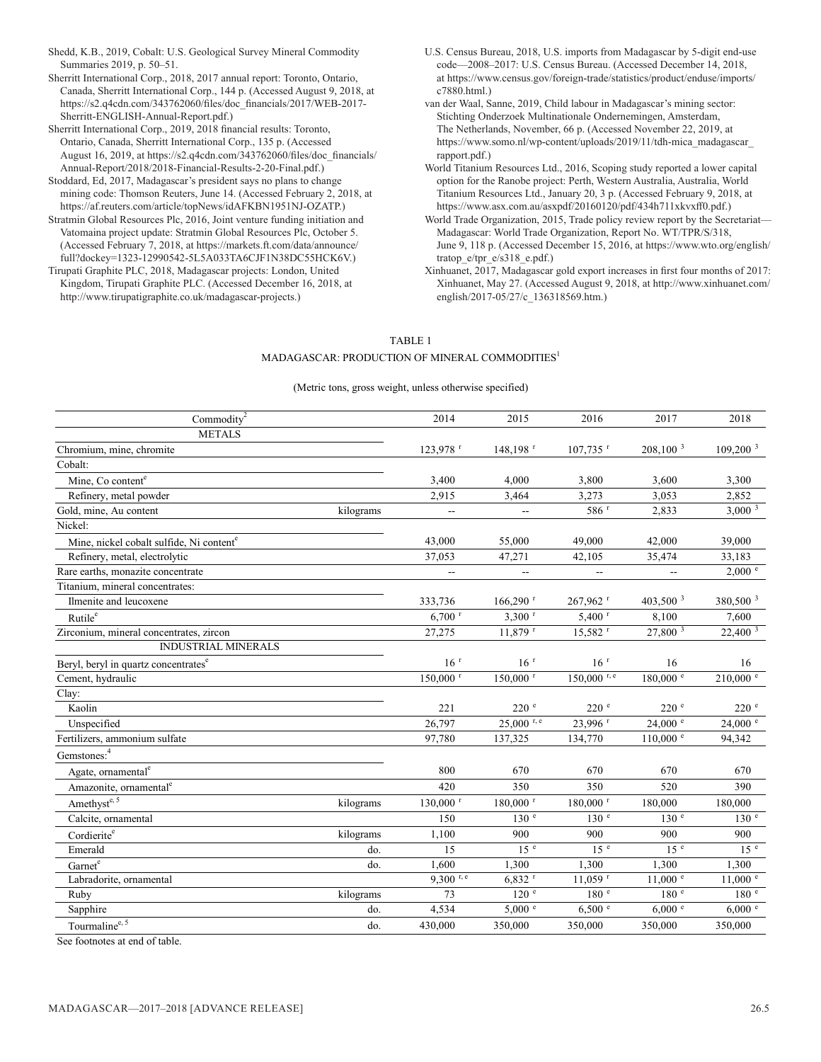Shedd, K.B., 2019, Cobalt: U.S. Geological Survey Mineral Commodity Summaries 2019, p. 50–51.

Sherritt International Corp., 2018, 2017 annual report: Toronto, Ontario, Canada, Sherritt International Corp., 144 p. (Accessed August 9, 2018, at https://s2.q4cdn.com/343762060/files/doc_financials/2017/WEB-2017-Sherritt-ENGLISH-Annual-Report.pdf.)

Sherritt International Corp., 2019, 2018 financial results: Toronto, Ontario, Canada, Sherritt International Corp., 135 p. (Accessed August 16, 2019, at https://s2.q4cdn.com/343762060/files/doc_financials/Annual-Report/2018/2018-Financial-Results-2-20-Final.pdf.)

Stoddard, Ed, 2017, Madagascar's president says no plans to change mining code: Thomson Reuters, June 14. (Accessed February 2, 2018, at https://af.reuters.com/article/topNews/idAFKBN1951NJ-OZATP.)

Stratmin Global Resources Plc, 2016, Joint venture funding initiation and Vatomaina project update: Stratmin Global Resources Plc, October 5. (Accessed February 7, 2018, at https://markets.ft.com/data/announce/full?dockey=1323-12990542-5L5A033TA6CJF1N38DC55HCK6V.)

Tirupati Graphite PLC, 2018, Madagascar projects: London, United Kingdom, Tirupati Graphite PLC. (Accessed December 16, 2018, at http://www.tirupatigraphite.co.uk/madagascar-projects.)

U.S. Census Bureau, 2018, U.S. imports from Madagascar by 5-digit end-use code—2008–2017: U.S. Census Bureau. (Accessed December 14, 2018, at https://www.census.gov/foreign-trade/statistics/product/enduse/imports/c7880.html.)

van der Waal, Sanne, 2019, Child labour in Madagascar's mining sector: Stichting Onderzoek Multinationale Ondernemingen, Amsterdam, The Netherlands, November, 66 p. (Accessed November 22, 2019, at https://www.somo.nl/wp-content/uploads/2019/11/tdh-mica_madagascar_rapport.pdf.)

World Titanium Resources Ltd., 2016, Scoping study reported a lower capital option for the Ranobe project: Perth, Western Australia, Australia, World Titanium Resources Ltd., January 20, 3 p. (Accessed February 9, 2018, at https://www.asx.com.au/asxpdf/20160120/pdf/434h711xkvxff0.pdf.)

World Trade Organization, 2015, Trade policy review report by the Secretariat—Madagascar: World Trade Organization, Report No. WT/TPR/S/318, June 9, 118 p. (Accessed December 15, 2016, at https://www.wto.org/english/tratop_e/tpr_e/s318_e.pdf.)

Xinhuanet, 2017, Madagascar gold export increases in first four months of 2017: Xinhuanet, May 27. (Accessed August 9, 2018, at http://www.xinhuanet.com/english/2017-05/27/c_136318569.htm.)

TABLE 1

MADAGASCAR: PRODUCTION OF MINERAL COMMODITIES[1]

(Metric tons, gross weight, unless otherwise specified)

| Commodity[2] | | 2014 | 2015 | 2016 | 2017 | 2018 |
|---|---|---|---|---|---|---|
| METALS | | | | | | |
| Chromium, mine, chromite | | 123,978 [r] | 148,198 [r] | 107,735 [r] | 208,100 [3] | 109,200 [3] |
| Cobalt: | | | | | | |
| Mine, Co content[e] | | 3,400 | 4,000 | 3,800 | 3,600 | 3,300 |
| Refinery, metal powder | | 2,915 | 3,464 | 3,273 | 3,053 | 2,852 |
| Gold, mine, Au content | kilograms | -- | -- | 586 [r] | 2,833 | 3,000 [3] |
| Nickel: | | | | | | |
| Mine, nickel cobalt sulfide, Ni content[e] | | 43,000 | 55,000 | 49,000 | 42,000 | 39,000 |
| Refinery, metal, electrolytic | | 37,053 | 47,271 | 42,105 | 35,474 | 33,183 |
| Rare earths, monazite concentrate | | -- | -- | -- | -- | 2,000 [e] |
| Titanium, mineral concentrates: | | | | | | |
| Ilmenite and leucoxene | | 333,736 | 166,290 [r] | 267,962 [r] | 403,500 [3] | 380,500 [3] |
| Rutile[e] | | 6,700 [r] | 3,300 [r] | 5,400 [r] | 8,100 | 7,600 |
| Zirconium, mineral concentrates, zircon | | 27,275 | 11,879 [r] | 15,582 [r] | 27,800 [3] | 22,400 [3] |
| INDUSTRIAL MINERALS | | | | | | |
| Beryl, beryl in quartz concentrates[e] | | 16 [r] | 16 [r] | 16 [r] | 16 | 16 |
| Cement, hydraulic | | 150,000 [r] | 150,000 [r] | 150,000 [r, e] | 180,000 [e] | 210,000 [e] |
| Clay: | | | | | | |
| Kaolin | | 221 | 220 [e] | 220 [e] | 220 [e] | 220 [e] |
| Unspecified | | 26,797 | 25,000 [r, e] | 23,996 [r] | 24,000 [e] | 24,000 [e] |
| Fertilizers, ammonium sulfate | | 97,780 | 137,325 | 134,770 | 110,000 [e] | 94,342 |
| Gemstones:[4] | | | | | | |
| Agate, ornamental[e] | | 800 | 670 | 670 | 670 | 670 |
| Amazonite, ornamental[e] | | 420 | 350 | 350 | 520 | 390 |
| Amethyst[e, 5] | kilograms | 130,000 [r] | 180,000 [r] | 180,000 [r] | 180,000 | 180,000 |
| Calcite, ornamental | | 150 | 130 [e] | 130 [e] | 130 [e] | 130 [e] |
| Cordierite[e] | kilograms | 1,100 | 900 | 900 | 900 | 900 |
| Emerald | do. | 15 | 15 [e] | 15 [e] | 15 [e] | 15 [e] |
| Garnet[e] | do. | 1,600 | 1,300 | 1,300 | 1,300 | 1,300 |
| Labradorite, ornamental | | 9,300 [r, e] | 6,832 [r] | 11,059 [r] | 11,000 [e] | 11,000 [e] |
| Ruby | kilograms | 73 | 120 [e] | 180 [e] | 180 [e] | 180 [e] |
| Sapphire | do. | 4,534 | 5,000 [e] | 6,500 [e] | 6,000 [e] | 6,000 [e] |
| Tourmaline[e, 5] | do. | 430,000 | 350,000 | 350,000 | 350,000 | 350,000 |

See footnotes at end of table.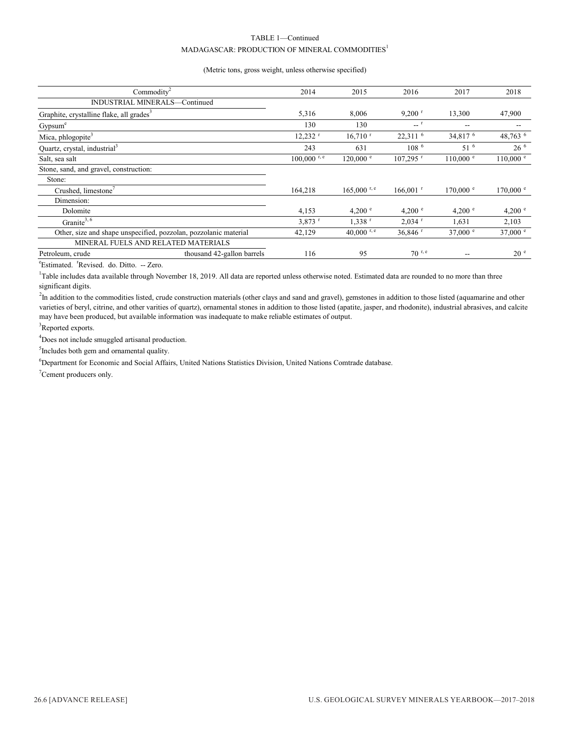TABLE 1—Continued

MADAGASCAR: PRODUCTION OF MINERAL COMMODITIES[1]

(Metric tons, gross weight, unless otherwise specified)

| Commodity[2] | | 2014 | 2015 | 2016 | 2017 | 2018 |
|---|---|---|---|---|---|---|
| INDUSTRIAL MINERALS—Continued | | | | | | |
| Graphite, crystalline flake, all grades[3] | | 5,316 | 8,006 | 9,200 [r] | 13,300 | 47,900 |
| Gypsum[e] | | 130 | 130 | -- [r] | -- | -- |
| Mica, phlogopite[3] | | 12,232 [r] | 16,710 [r] | 22,311 [6] | 34,817 [6] | 48,763 [6] |
| Quartz, crystal, industrial[3] | | 243 | 631 | 108 [6] | 51 [6] | 26 [6] |
| Salt, sea salt | | 100,000 [r, e] | 120,000 [e] | 107,295 [r] | 110,000 [e] | 110,000 [e] |
| Stone, sand, and gravel, construction: | | | | | | |
| Stone: | | | | | | |
| Crushed, limestone[7] | | 164,218 | 165,000 [r, e] | 166,001 [r] | 170,000 [e] | 170,000 [e] |
| Dimension: | | | | | | |
| Dolomite | | 4,153 | 4,200 [e] | 4,200 [e] | 4,200 [e] | 4,200 [e] |
| Granite[3, 6] | | 3,873 [r] | 1,338 [r] | 2,034 [r] | 1,631 | 2,103 |
| Other, size and shape unspecified, pozzolan, pozzolanic material | | 42,129 | 40,000 [r, e] | 36,846 [r] | 37,000 [e] | 37,000 [e] |
| MINERAL FUELS AND RELATED MATERIALS | | | | | | |
| Petroleum, crude | thousand 42-gallon barrels | 116 | 95 | 70 [r, e] | -- | 20 [e] |

[e]Estimated. [r]Revised. do. Ditto. -- Zero.

[1]Table includes data available through November 18, 2019. All data are reported unless otherwise noted. Estimated data are rounded to no more than three significant digits.

[2]In addition to the commodities listed, crude construction materials (other clays and sand and gravel), gemstones in addition to those listed (aquamarine and other varieties of beryl, citrine, and other varities of quartz), ornamental stones in addition to those listed (apatite, jasper, and rhodonite), industrial abrasives, and calcite may have been produced, but available information was inadequate to make reliable estimates of output.

[3]Reported exports.

[4]Does not include smuggled artisanal production.

[5]Includes both gem and ornamental quality.

[6]Department for Economic and Social Affairs, United Nations Statistics Division, United Nations Comtrade database.

[7]Cement producers only.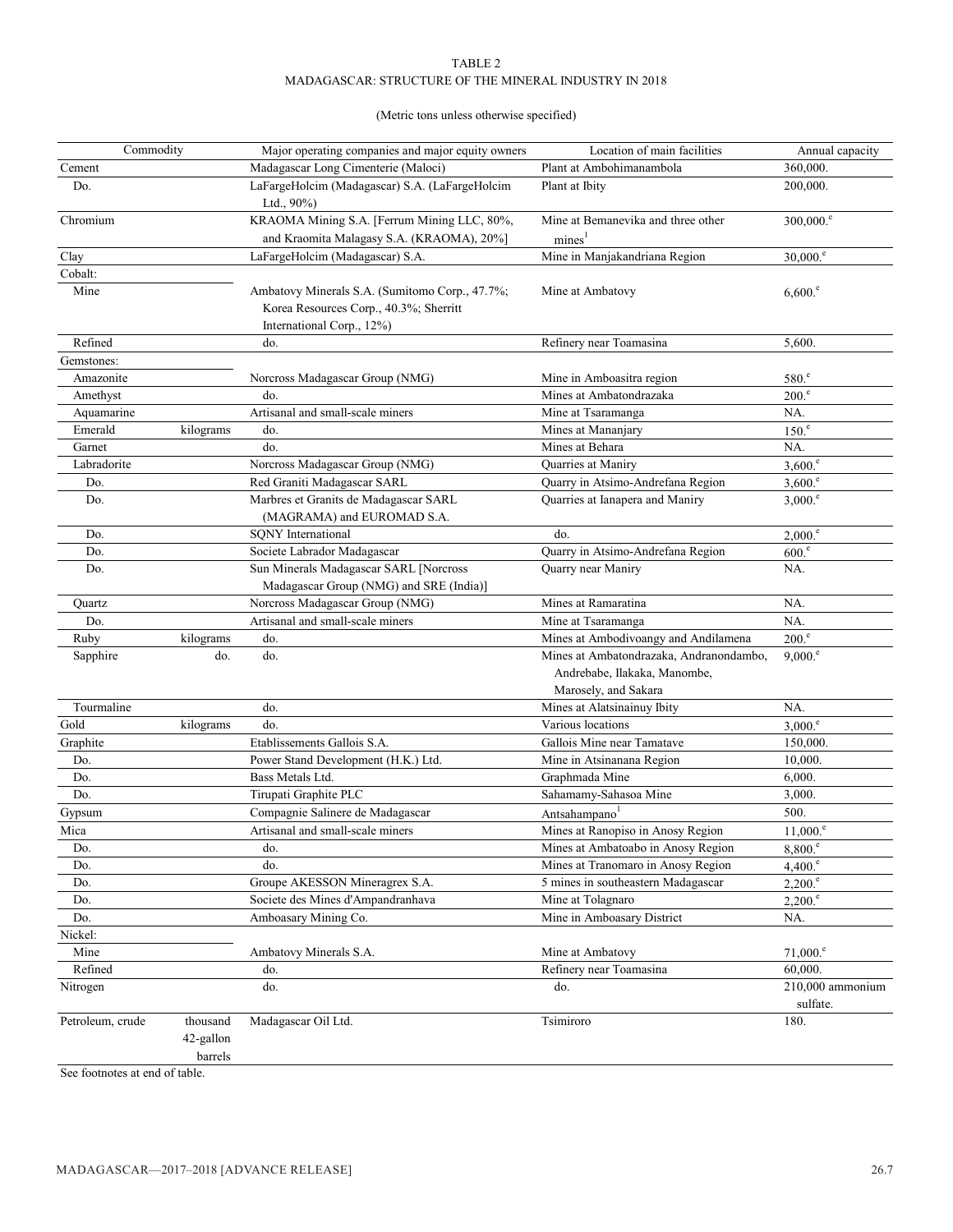TABLE 2
MADAGASCAR: STRUCTURE OF THE MINERAL INDUSTRY IN 2018

(Metric tons unless otherwise specified)

| Commodity | | Major operating companies and major equity owners | Location of main facilities | Annual capacity |
|---|---|---|---|---|
| Cement | | Madagascar Long Cimenterie (Maloci) | Plant at Ambohimanambola | 360,000. |
| Do. | | LaFargeHolcim (Madagascar) S.A. (LaFargeHolcim Ltd., 90%) | Plant at Ibity | 200,000. |
| Chromium | | KRAOMA Mining S.A. [Ferrum Mining LLC, 80%, and Kraomita Malagasy S.A. (KRAOMA), 20%] | Mine at Bemanevika and three other mines[1] | 300,000.[e] |
| Clay | | LaFargeHolcim (Madagascar) S.A. | Mine in Manjakandriana Region | 30,000.[e] |
| Cobalt: | | | | |
| Mine | | Ambatovy Minerals S.A. (Sumitomo Corp., 47.7%; Korea Resources Corp., 40.3%; Sherritt International Corp., 12%) | Mine at Ambatovy | 6,600.[e] |
| Refined | | do. | Refinery near Toamasina | 5,600. |
| Gemstones: | | | | |
| Amazonite | | Norcross Madagascar Group (NMG) | Mine in Amboasitra region | 580.[e] |
| Amethyst | | do. | Mines at Ambatondrazaka | 200.[e] |
| Aquamarine | | Artisanal and small-scale miners | Mine at Tsaramanga | NA. |
| Emerald | kilograms | do. | Mines at Mananjary | 150.[e] |
| Garnet | | do. | Mines at Behara | NA. |
| Labradorite | | Norcross Madagascar Group (NMG) | Quarries at Maniry | 3,600.[e] |
| Do. | | Red Graniti Madagascar SARL | Quarry in Atsimo-Andrefana Region | 3,600.[e] |
| Do. | | Marbres et Granits de Madagascar SARL (MAGRAMA) and EUROMAD S.A. | Quarries at Ianapera and Maniry | 3,000.[e] |
| Do. | | SQNY International | do. | 2,000.[e] |
| Do. | | Societe Labrador Madagascar | Quarry in Atsimo-Andrefana Region | 600.[e] |
| Do. | | Sun Minerals Madagascar SARL [Norcross Madagascar Group (NMG) and SRE (India)] | Quarry near Maniry | NA. |
| Quartz | | Norcross Madagascar Group (NMG) | Mines at Ramaratina | NA. |
| Do. | | Artisanal and small-scale miners | Mine at Tsaramanga | NA. |
| Ruby | kilograms | do. | Mines at Ambodivoangy and Andilamena | 200.[e] |
| Sapphire | do. | do. | Mines at Ambatondrazaka, Andranondambo, Andrebabe, Ilakaka, Manombe, Marosely, and Sakara | 9,000.[e] |
| Tourmaline | | do. | Mines at Alatsinainuy Ibity | NA. |
| Gold | kilograms | do. | Various locations | 3,000.[e] |
| Graphite | | Etablissements Gallois S.A. | Gallois Mine near Tamatave | 150,000. |
| Do. | | Power Stand Development (H.K.) Ltd. | Mine in Atsinanana Region | 10,000. |
| Do. | | Bass Metals Ltd. | Graphmada Mine | 6,000. |
| Do. | | Tirupati Graphite PLC | Sahamamy-Sahasoa Mine | 3,000. |
| Gypsum | | Compagnie Salinere de Madagascar | Antsahampano[1] | 500. |
| Mica | | Artisanal and small-scale miners | Mines at Ranopiso in Anosy Region | 11,000.[e] |
| Do. | | do. | Mines at Ambatoabo in Anosy Region | 8,800.[e] |
| Do. | | do. | Mines at Tranomaro in Anosy Region | 4,400.[e] |
| Do. | | Groupe AKESSON Mineragrex S.A. | 5 mines in southeastern Madagascar | 2,200.[e] |
| Do. | | Societe des Mines d'Ampandranhava | Mine at Tolagnaro | 2,200.[e] |
| Do. | | Amboasary Mining Co. | Mine in Amboasary District | NA. |
| Nickel: | | | | |
| Mine | | Ambatovy Minerals S.A. | Mine at Ambatovy | 71,000.[e] |
| Refined | | do. | Refinery near Toamasina | 60,000. |
| Nitrogen | | do. | do. | 210,000 ammonium sulfate. |
| Petroleum, crude | thousand 42-gallon barrels | Madagascar Oil Ltd. | Tsimiroro | 180. |

See footnotes at end of table.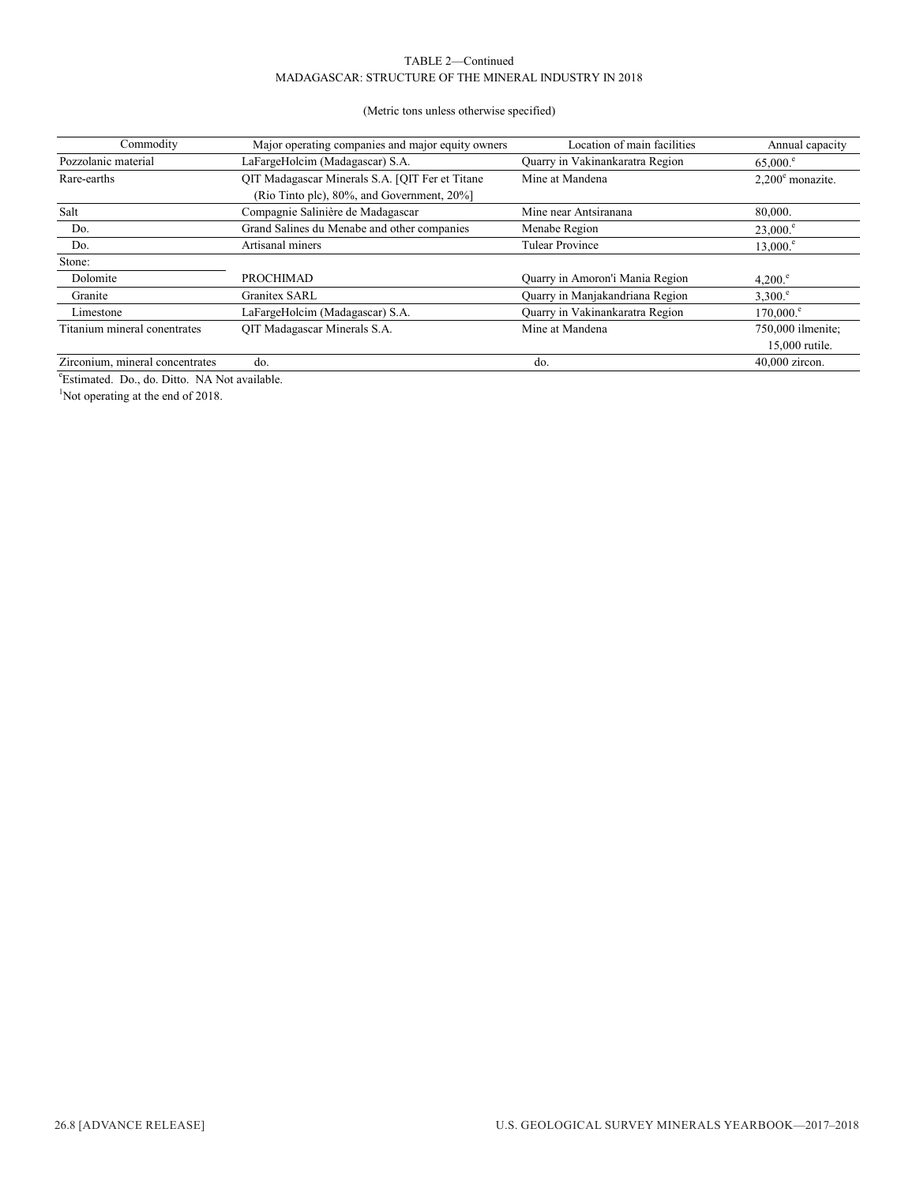TABLE 2—Continued
MADAGASCAR: STRUCTURE OF THE MINERAL INDUSTRY IN 2018

(Metric tons unless otherwise specified)

| Commodity | Major operating companies and major equity owners | Location of main facilities | Annual capacity |
|---|---|---|---|
| Pozzolanic material | LaFargeHolcim (Madagascar) S.A. | Quarry in Vakinankaratra Region | 65,000.[e] |
| Rare-earths | QIT Madagascar Minerals S.A. [QIT Fer et Titane (Rio Tinto plc), 80%, and Government, 20%] | Mine at Mandena | 2,200[e] monazite. |
| Salt | Compagnie Salinière de Madagascar | Mine near Antsiranana | 80,000. |
| Do. | Grand Salines du Menabe and other companies | Menabe Region | 23,000.[e] |
| Do. | Artisanal miners | Tulear Province | 13,000.[e] |
| Stone: | | | |
| Dolomite | PROCHIMAD | Quarry in Amoron'i Mania Region | 4,200.[e] |
| Granite | Granitex SARL | Quarry in Manjakandriana Region | 3,300.[e] |
| Limestone | LaFargeHolcim (Madagascar) S.A. | Quarry in Vakinankaratra Region | 170,000.[e] |
| Titanium mineral conentrates | QIT Madagascar Minerals S.A. | Mine at Mandena | 750,000 ilmenite; 15,000 rutile. |
| Zirconium, mineral concentrates | do. | do. | 40,000 zircon. |

[e]Estimated. Do., do. Ditto. NA Not available.

[1]Not operating at the end of 2018.